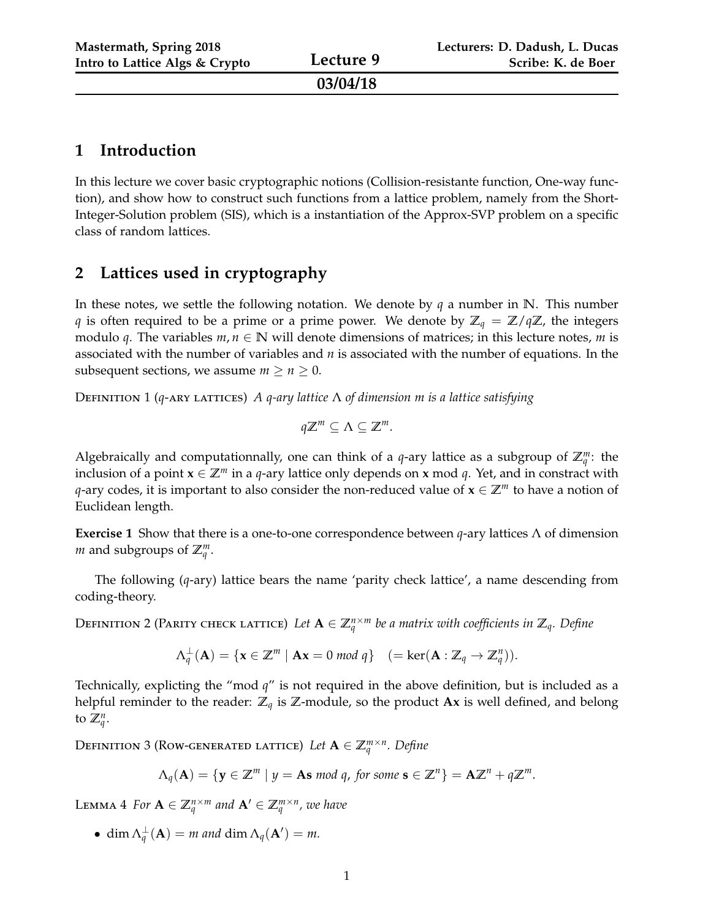| Mastermath, Spring 2018 | Lecture 9 | Lecturers: D. Dadush, L. Ducas |
|---|---|---|
| Intro to Lattice Algs & Crypto | 03/04/18 | Scribe: K. de Boer |

## 1 Introduction

In this lecture we cover basic cryptographic notions (Collision-resistante function, One-way function), and show how to construct such functions from a lattice problem, namely from the Short-Integer-Solution problem (SIS), which is a instantiation of the Approx-SVP problem on a specific class of random lattices.

## 2 Lattices used in cryptography

In these notes, we settle the following notation. We denote by $q$ a number in $\mathbb{N}$. This number $q$ is often required to be a prime or a prime power. We denote by $\mathbb{Z}_q = \mathbb{Z}/q\mathbb{Z}$, the integers modulo $q$. The variables $m, n \in \mathbb{N}$ will denote dimensions of matrices; in this lecture notes, $m$ is associated with the number of variables and $n$ is associated with the number of equations. In the subsequent sections, we assume $m \geq n \geq 0$.

Definition 1 ($q$-ary lattices) *A $q$-ary lattice $\Lambda$ of dimension $m$ is a lattice satisfying*

$$q\mathbb{Z}^m \subseteq \Lambda \subseteq \mathbb{Z}^m.$$

Algebraically and computationnally, one can think of a $q$-ary lattice as a subgroup of $\mathbb{Z}_q^m$: the inclusion of a point $\mathbf{x} \in \mathbb{Z}^m$ in a $q$-ary lattice only depends on $\mathbf{x} \bmod q$. Yet, and in constract with $q$-ary codes, it is important to also consider the non-reduced value of $\mathbf{x} \in \mathbb{Z}^m$ to have a notion of Euclidean length.

**Exercise 1** Show that there is a one-to-one correspondence between $q$-ary lattices $\Lambda$ of dimension $m$ and subgroups of $\mathbb{Z}_q^m$.

The following ($q$-ary) lattice bears the name 'parity check lattice', a name descending from coding-theory.

Definition 2 (Parity check lattice) *Let $\mathbf{A} \in \mathbb{Z}_q^{n \times m}$ be a matrix with coefficients in $\mathbb{Z}_q$. Define*

$$\Lambda_q^{\perp}(\mathbf{A}) = \{\mathbf{x} \in \mathbb{Z}^m \mid \mathbf{A}\mathbf{x} = 0 \text{ mod } q\} \quad (= \ker(\mathbf{A} : \mathbb{Z}_q \to \mathbb{Z}_q^n)).$$

Technically, explicting the "mod $q$" is not required in the above definition, but is included as a helpful reminder to the reader: $\mathbb{Z}_q$ is $\mathbb{Z}$-module, so the product $\mathbf{A}\mathbf{x}$ is well defined, and belong to $\mathbb{Z}_q^n$.

Definition 3 (Row-generated lattice) *Let $\mathbf{A} \in \mathbb{Z}_q^{m \times n}$. Define*

$$\Lambda_q(\mathbf{A}) = \{\mathbf{y} \in \mathbb{Z}^m \mid y = \mathbf{A}\mathbf{s} \text{ mod } q, \text{ for some } \mathbf{s} \in \mathbb{Z}^n\} = \mathbf{A}\mathbb{Z}^n + q\mathbb{Z}^m.$$

Lemma 4 *For $\mathbf{A} \in \mathbb{Z}_q^{n \times m}$ and $\mathbf{A}' \in \mathbb{Z}_q^{m \times n}$, we have*

- $\dim \Lambda_q^{\perp}(\mathbf{A}) = m$ *and* $\dim \Lambda_q(\mathbf{A}') = m$.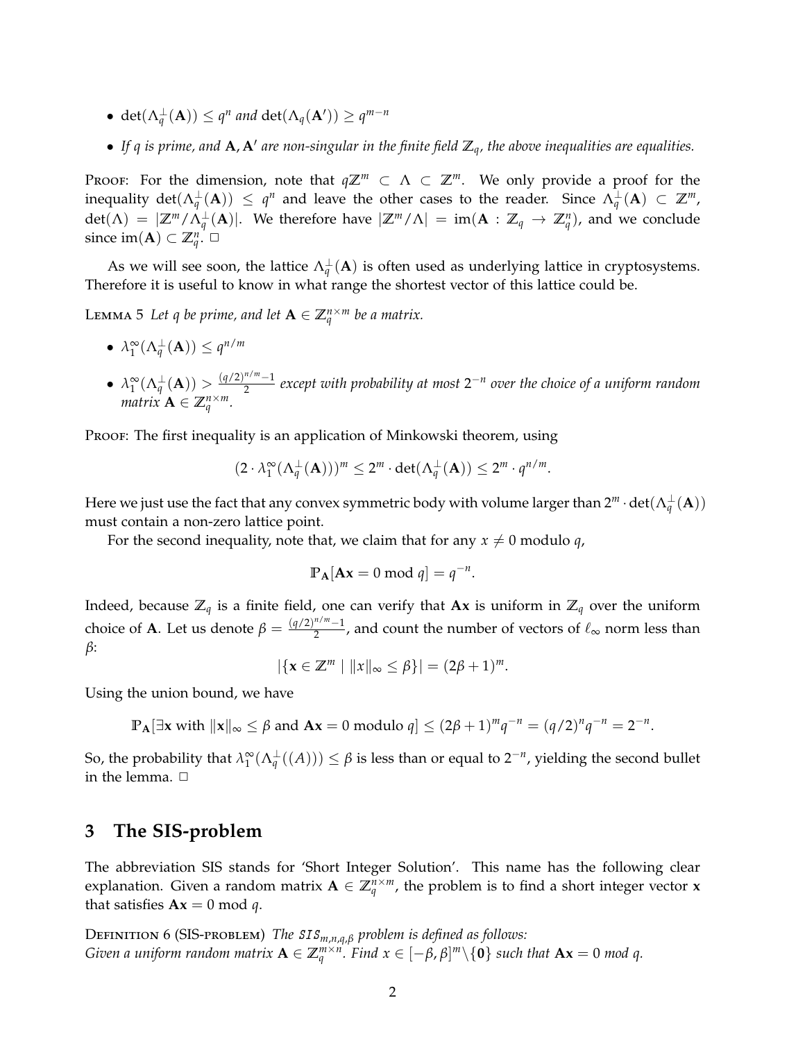- $\det(\Lambda_q^\perp(\mathbf{A})) \leq q^n$ *and* $\det(\Lambda_q(\mathbf{A}')) \geq q^{m-n}$
- *If $q$ is prime, and $\mathbf{A}, \mathbf{A}'$ are non-singular in the finite field $\mathbb{Z}_q$, the above inequalities are equalities.*

Proof: For the dimension, note that $q\mathbb{Z}^m \subset \Lambda \subset \mathbb{Z}^m$. We only provide a proof for the inequality $\det(\Lambda_q^\perp(\mathbf{A})) \leq q^n$ and leave the other cases to the reader. Since $\Lambda_q^\perp(\mathbf{A}) \subset \mathbb{Z}^m$, $\det(\Lambda) = |\mathbb{Z}^m/\Lambda_q^\perp(\mathbf{A})|$. We therefore have $|\mathbb{Z}^m/\Lambda| = \mathrm{im}(\mathbf{A} : \mathbb{Z}_q \to \mathbb{Z}_q^n)$, and we conclude since $\mathrm{im}(\mathbf{A}) \subset \mathbb{Z}_q^n$. □

As we will see soon, the lattice $\Lambda_q^\perp(\mathbf{A})$ is often used as underlying lattice in cryptosystems. Therefore it is useful to know in what range the shortest vector of this lattice could be.

Lemma 5 *Let $q$ be prime, and let $\mathbf{A} \in \mathbb{Z}_q^{n\times m}$ be a matrix.*

- $\lambda_1^\infty(\Lambda_q^\perp(\mathbf{A})) \leq q^{n/m}$
- $\lambda_1^\infty(\Lambda_q^\perp(\mathbf{A})) > \frac{(q/2)^{n/m}-1}{2}$ *except with probability at most $2^{-n}$ over the choice of a uniform random matrix $\mathbf{A} \in \mathbb{Z}_q^{n\times m}$.*

Proof: The first inequality is an application of Minkowski theorem, using

$$(2 \cdot \lambda_1^\infty(\Lambda_q^\perp(\mathbf{A})))^m \leq 2^m \cdot \det(\Lambda_q^\perp(\mathbf{A})) \leq 2^m \cdot q^{n/m}.$$

Here we just use the fact that any convex symmetric body with volume larger than $2^m \cdot \det(\Lambda_q^\perp(\mathbf{A}))$ must contain a non-zero lattice point.

For the second inequality, note that, we claim that for any $x \neq 0$ modulo $q$,

$$\mathbb{P}_{\mathbf{A}}[\mathbf{A}\mathbf{x} = 0 \bmod q] = q^{-n}.$$

Indeed, because $\mathbb{Z}_q$ is a finite field, one can verify that $\mathbf{A}\mathbf{x}$ is uniform in $\mathbb{Z}_q$ over the uniform choice of $\mathbf{A}$. Let us denote $\beta = \frac{(q/2)^{n/m}-1}{2}$, and count the number of vectors of $\ell_\infty$ norm less than $\beta$:

$$|\{\mathbf{x} \in \mathbb{Z}^m \mid \|x\|_\infty \leq \beta\}| = (2\beta+1)^m.$$

Using the union bound, we have

$$\mathbb{P}_{\mathbf{A}}[\exists \mathbf{x} \text{ with } \|\mathbf{x}\|_\infty \leq \beta \text{ and } \mathbf{A}\mathbf{x} = 0 \text{ modulo } q] \leq (2\beta+1)^m q^{-n} = (q/2)^n q^{-n} = 2^{-n}.$$

So, the probability that $\lambda_1^\infty(\Lambda_q^\perp((A))) \leq \beta$ is less than or equal to $2^{-n}$, yielding the second bullet in the lemma. □

## 3 The SIS-problem

The abbreviation SIS stands for 'Short Integer Solution'. This name has the following clear explanation. Given a random matrix $\mathbf{A} \in \mathbb{Z}_q^{n\times m}$, the problem is to find a short integer vector $\mathbf{x}$ that satisfies $\mathbf{A}\mathbf{x} = 0 \bmod q$.

Definition 6 (SIS-problem) *The $\mathcal{SIS}_{m,n,q,\beta}$ problem is defined as follows:*
*Given a uniform random matrix $\mathbf{A} \in \mathbb{Z}_q^{m\times n}$. Find $x \in [-\beta, \beta]^m \backslash \{\mathbf{0}\}$ such that $\mathbf{A}\mathbf{x} = 0$ mod $q$.*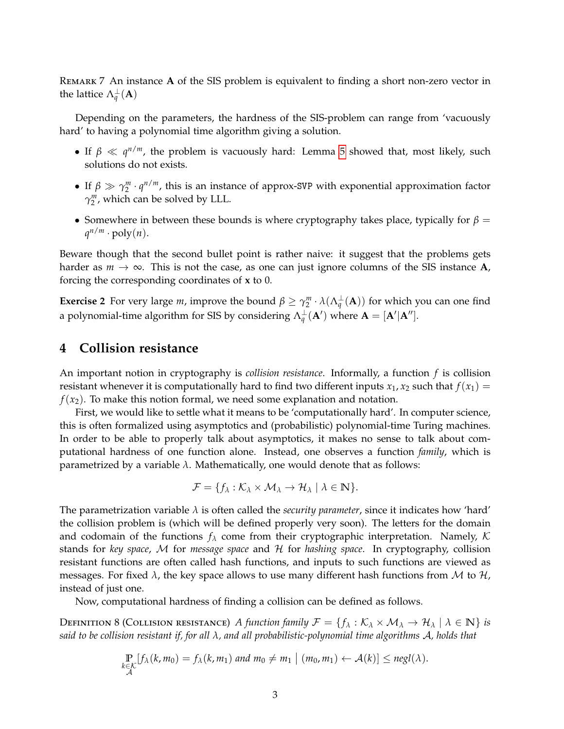Remark 7 An instance $\mathbf{A}$ of the SIS problem is equivalent to finding a short non-zero vector in the lattice $\Lambda_q^{\perp}(\mathbf{A})$

Depending on the parameters, the hardness of the SIS-problem can range from 'vacuously hard' to having a polynomial time algorithm giving a solution.

- If $\beta \ll q^{n/m}$, the problem is vacuously hard: Lemma 5 showed that, most likely, such solutions do not exists.
- If $\beta \gg \gamma_2^m \cdot q^{n/m}$, this is an instance of approx-SVP with exponential approximation factor $\gamma_2^m$, which can be solved by LLL.
- Somewhere in between these bounds is where cryptography takes place, typically for $\beta = q^{n/m} \cdot \text{poly}(n)$.

Beware though that the second bullet point is rather naive: it suggest that the problems gets harder as $m \to \infty$. This is not the case, as one can just ignore columns of the SIS instance $\mathbf{A}$, forcing the corresponding coordinates of $\mathbf{x}$ to 0.

**Exercise 2** For very large $m$, improve the bound $\beta \geq \gamma_2^m \cdot \lambda(\Lambda_q^{\perp}(\mathbf{A}))$ for which you can one find a polynomial-time algorithm for SIS by considering $\Lambda_q^{\perp}(\mathbf{A}')$ where $\mathbf{A} = [\mathbf{A}'|\mathbf{A}'']$.

# 4 Collision resistance

An important notion in cryptography is *collision resistance*. Informally, a function $f$ is collision resistant whenever it is computationally hard to find two different inputs $x_1, x_2$ such that $f(x_1) = f(x_2)$. To make this notion formal, we need some explanation and notation.

First, we would like to settle what it means to be 'computationally hard'. In computer science, this is often formalized using asymptotics and (probabilistic) polynomial-time Turing machines. In order to be able to properly talk about asymptotics, it makes no sense to talk about computational hardness of one function alone. Instead, one observes a function *family*, which is parametrized by a variable $\lambda$. Mathematically, one would denote that as follows:

$$\mathcal{F} = \{f_\lambda : \mathcal{K}_\lambda \times \mathcal{M}_\lambda \to \mathcal{H}_\lambda \mid \lambda \in \mathbb{N}\}.$$

The parametrization variable $\lambda$ is often called the *security parameter*, since it indicates how 'hard' the collision problem is (which will be defined properly very soon). The letters for the domain and codomain of the functions $f_\lambda$ come from their cryptographic interpretation. Namely, $\mathcal{K}$ stands for *key space*, $\mathcal{M}$ for *message space* and $\mathcal{H}$ for *hashing space*. In cryptography, collision resistant functions are often called hash functions, and inputs to such functions are viewed as messages. For fixed $\lambda$, the key space allows to use many different hash functions from $\mathcal{M}$ to $\mathcal{H}$, instead of just one.

Now, computational hardness of finding a collision can be defined as follows.

Definition 8 (Collision resistance) *A function family $\mathcal{F} = \{f_\lambda : \mathcal{K}_\lambda \times \mathcal{M}_\lambda \to \mathcal{H}_\lambda \mid \lambda \in \mathbb{N}\}$ is said to be collision resistant if, for all $\lambda$, and all probabilistic-polynomial time algorithms $\mathcal{A}$, holds that*

$$\underset{\substack{k \in \mathcal{K} \\ \mathcal{A}}}{\mathbb{P}}[f_\lambda(k, m_0) = f_\lambda(k, m_1) \text{ and } m_0 \neq m_1 \mid (m_0, m_1) \leftarrow \mathcal{A}(k)] \leq \text{negl}(\lambda).$$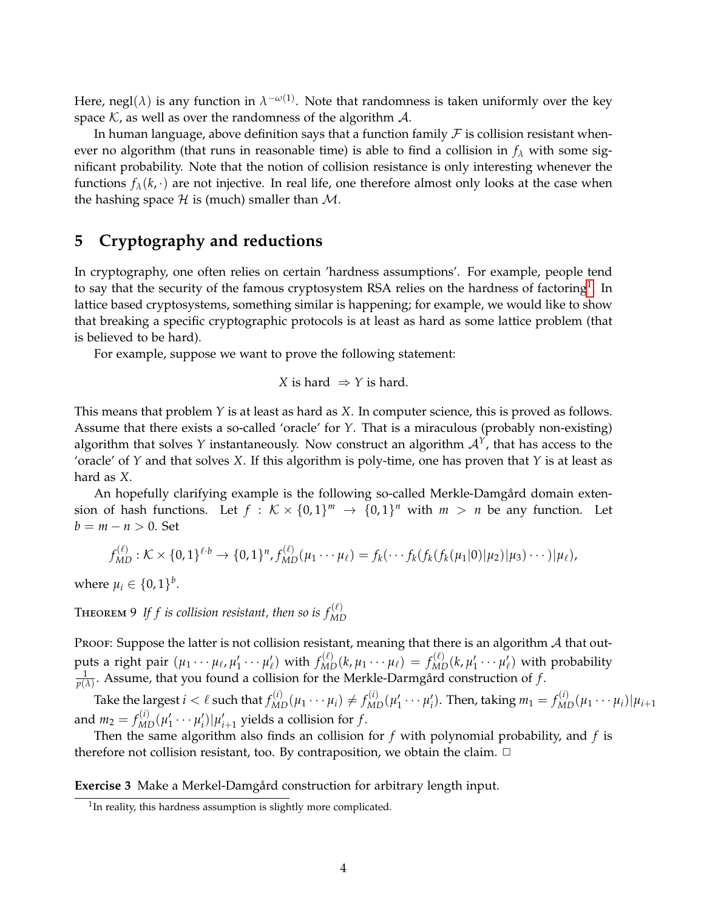Here, $\text{negl}(\lambda)$ is any function in $\lambda^{-\omega(1)}$. Note that randomness is taken uniformly over the key space $\mathcal{K}$, as well as over the randomness of the algorithm $\mathcal{A}$.

In human language, above definition says that a function family $\mathcal{F}$ is collision resistant whenever no algorithm (that runs in reasonable time) is able to find a collision in $f_\lambda$ with some significant probability. Note that the notion of collision resistance is only interesting whenever the functions $f_\lambda(k, \cdot)$ are not injective. In real life, one therefore almost only looks at the case when the hashing space $\mathcal{H}$ is (much) smaller than $\mathcal{M}$.

## 5 Cryptography and reductions

In cryptography, one often relies on certain 'hardness assumptions'. For example, people tend to say that the security of the famous cryptosystem RSA relies on the hardness of factoring[1]. In lattice based cryptosystems, something similar is happening; for example, we would like to show that breaking a specific cryptographic protocols is at least as hard as some lattice problem (that is believed to be hard).

For example, suppose we want to prove the following statement:

$$X \text{ is hard } \Rightarrow Y \text{ is hard.}$$

This means that problem $Y$ is at least as hard as $X$. In computer science, this is proved as follows. Assume that there exists a so-called 'oracle' for $Y$. That is a miraculous (probably non-existing) algorithm that solves $Y$ instantaneously. Now construct an algorithm $\mathcal{A}^Y$, that has access to the 'oracle' of $Y$ and that solves $X$. If this algorithm is poly-time, one has proven that $Y$ is at least as hard as $X$.

An hopefully clarifying example is the following so-called Merkle-Damgård domain extension of hash functions. Let $f : \mathcal{K} \times \{0,1\}^m \to \{0,1\}^n$ with $m > n$ be any function. Let $b = m - n > 0$. Set

$$f_{MD}^{(\ell)} : \mathcal{K} \times \{0,1\}^{\ell \cdot b} \to \{0,1\}^n, f_{MD}^{(\ell)}(\mu_1 \cdots \mu_\ell) = f_k(\cdots f_k(f_k(f_k(\mu_1|0)|\mu_2)|\mu_3) \cdots)|\mu_\ell),$$

where $\mu_i \in \{0,1\}^b$.

**Theorem 9** *If $f$ is collision resistant, then so is $f_{MD}^{(\ell)}$*

**Proof:** Suppose the latter is not collision resistant, meaning that there is an algorithm $\mathcal{A}$ that outputs a right pair $(\mu_1 \cdots \mu_\ell, \mu'_1 \cdots \mu'_\ell)$ with $f_{MD}^{(\ell)}(k, \mu_1 \cdots \mu_\ell) = f_{MD}^{(\ell)}(k, \mu'_1 \cdots \mu'_\ell)$ with probability $\frac{1}{p(\lambda)}$. Assume, that you found a collision for the Merkle-Darmgård construction of $f$.

Take the largest $i < \ell$ such that $f_{MD}^{(i)}(\mu_1 \cdots \mu_i) \neq f_{MD}^{(i)}(\mu'_1 \cdots \mu'_i)$. Then, taking $m_1 = f_{MD}^{(i)}(\mu_1 \cdots \mu_i)|\mu_{i+1}$ and $m_2 = f_{MD}^{(i)}(\mu'_1 \cdots \mu'_i)|\mu'_{i+1}$ yields a collision for $f$.

Then the same algorithm also finds an collision for $f$ with polynomial probability, and $f$ is therefore not collision resistant, too. By contraposition, we obtain the claim. □

**Exercise 3** Make a Merkel-Damgård construction for arbitrary length input.

[1] In reality, this hardness assumption is slightly more complicated.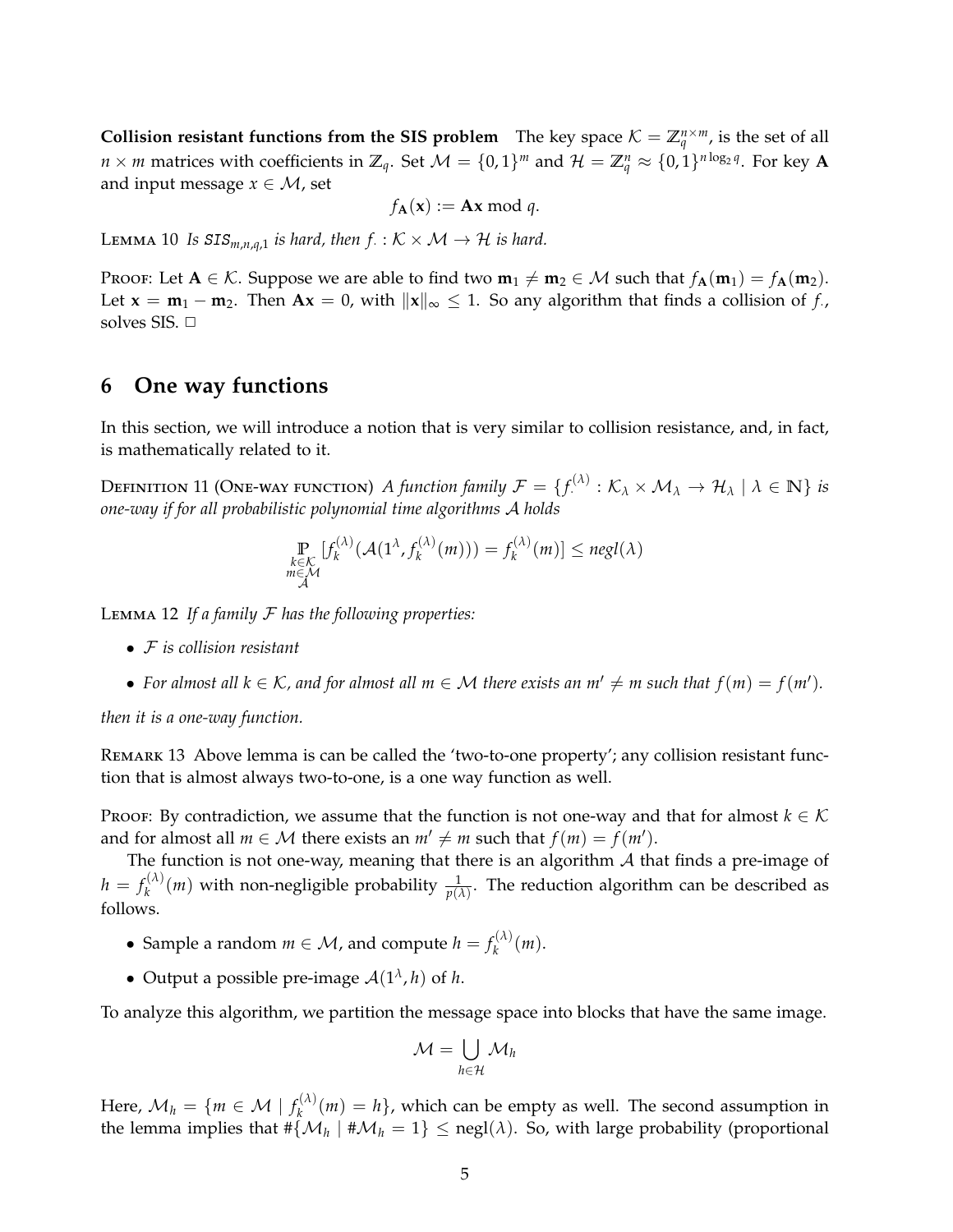**Collision resistant functions from the SIS problem** The key space $\mathcal{K} = \mathbb{Z}_q^{n \times m}$, is the set of all $n \times m$ matrices with coefficients in $\mathbb{Z}_q$. Set $\mathcal{M} = \{0,1\}^m$ and $\mathcal{H} = \mathbb{Z}_q^n \approx \{0,1\}^{n \log_2 q}$. For key $\mathbf{A}$ and input message $x \in \mathcal{M}$, set

$$f_{\mathbf{A}}(\mathbf{x}) := \mathbf{A}\mathbf{x} \bmod q.$$

Lemma 10 *Is $\texttt{SIS}_{m,n,q,1}$ is hard, then $f_\cdot : \mathcal{K} \times \mathcal{M} \to \mathcal{H}$ is hard.*

Proof: Let $\mathbf{A} \in \mathcal{K}$. Suppose we are able to find two $\mathbf{m}_1 \neq \mathbf{m}_2 \in \mathcal{M}$ such that $f_{\mathbf{A}}(\mathbf{m}_1) = f_{\mathbf{A}}(\mathbf{m}_2)$. Let $\mathbf{x} = \mathbf{m}_1 - \mathbf{m}_2$. Then $\mathbf{A}\mathbf{x} = 0$, with $\|\mathbf{x}\|_\infty \leq 1$. So any algorithm that finds a collision of $f_\cdot$, solves SIS. □

## 6 One way functions

In this section, we will introduce a notion that is very similar to collision resistance, and, in fact, is mathematically related to it.

Definition 11 (One-way function) *A function family $\mathcal{F} = \{f_\cdot^{(\lambda)} : \mathcal{K}_\lambda \times \mathcal{M}_\lambda \to \mathcal{H}_\lambda \mid \lambda \in \mathbb{N}\}$ is one-way if for all probabilistic polynomial time algorithms $\mathcal{A}$ holds*

$$\underset{\substack{k \in \mathcal{K} \\ m \in \mathcal{M} \\ \mathcal{A}}}{\mathbb{P}}[f_k^{(\lambda)}(\mathcal{A}(1^\lambda, f_k^{(\lambda)}(m))) = f_k^{(\lambda)}(m)] \leq negl(\lambda)$$

Lemma 12 *If a family $\mathcal{F}$ has the following properties:*

- *$\mathcal{F}$ is collision resistant*
- *For almost all $k \in \mathcal{K}$, and for almost all $m \in \mathcal{M}$ there exists an $m' \neq m$ such that $f(m) = f(m')$.*

*then it is a one-way function.*

Remark 13 Above lemma is can be called the 'two-to-one property'; any collision resistant function that is almost always two-to-one, is a one way function as well.

Proof: By contradiction, we assume that the function is not one-way and that for almost $k \in \mathcal{K}$ and for almost all $m \in \mathcal{M}$ there exists an $m' \neq m$ such that $f(m) = f(m')$.

The function is not one-way, meaning that there is an algorithm $\mathcal{A}$ that finds a pre-image of $h = f_k^{(\lambda)}(m)$ with non-negligible probability $\frac{1}{p(\lambda)}$. The reduction algorithm can be described as follows.

- Sample a random $m \in \mathcal{M}$, and compute $h = f_k^{(\lambda)}(m)$.
- Output a possible pre-image $\mathcal{A}(1^\lambda, h)$ of $h$.

To analyze this algorithm, we partition the message space into blocks that have the same image.

$$\mathcal{M} = \bigcup_{h \in \mathcal{H}} \mathcal{M}_h$$

Here, $\mathcal{M}_h = \{m \in \mathcal{M} \mid f_k^{(\lambda)}(m) = h\}$, which can be empty as well. The second assumption in the lemma implies that $\#\{\mathcal{M}_h \mid \#\mathcal{M}_h = 1\} \leq \text{negl}(\lambda)$. So, with large probability (proportional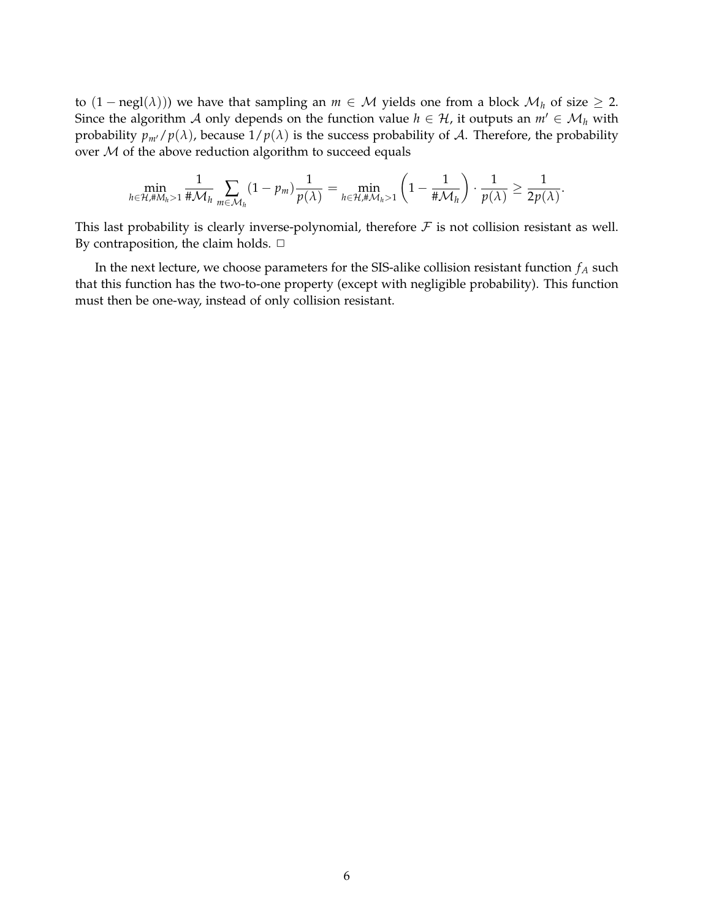to $(1 - \text{negl}(\lambda)))$ we have that sampling an $m \in \mathcal{M}$ yields one from a block $\mathcal{M}_h$ of size $\geq 2$. Since the algorithm $\mathcal{A}$ only depends on the function value $h \in \mathcal{H}$, it outputs an $m' \in \mathcal{M}_h$ with probability $p_{m'}/p(\lambda)$, because $1/p(\lambda)$ is the success probability of $\mathcal{A}$. Therefore, the probability over $\mathcal{M}$ of the above reduction algorithm to succeed equals

$$\min_{h \in \mathcal{H}, \#M_h > 1} \frac{1}{\#\mathcal{M}_h} \sum_{m \in \mathcal{M}_h} (1 - p_m) \frac{1}{p(\lambda)} = \min_{h \in \mathcal{H}, \#\mathcal{M}_h > 1} \left(1 - \frac{1}{\#\mathcal{M}_h}\right) \cdot \frac{1}{p(\lambda)} \geq \frac{1}{2p(\lambda)}.$$

This last probability is clearly inverse-polynomial, therefore $\mathcal{F}$ is not collision resistant as well. By contraposition, the claim holds. □

In the next lecture, we choose parameters for the SIS-alike collision resistant function $f_A$ such that this function has the two-to-one property (except with negligible probability). This function must then be one-way, instead of only collision resistant.